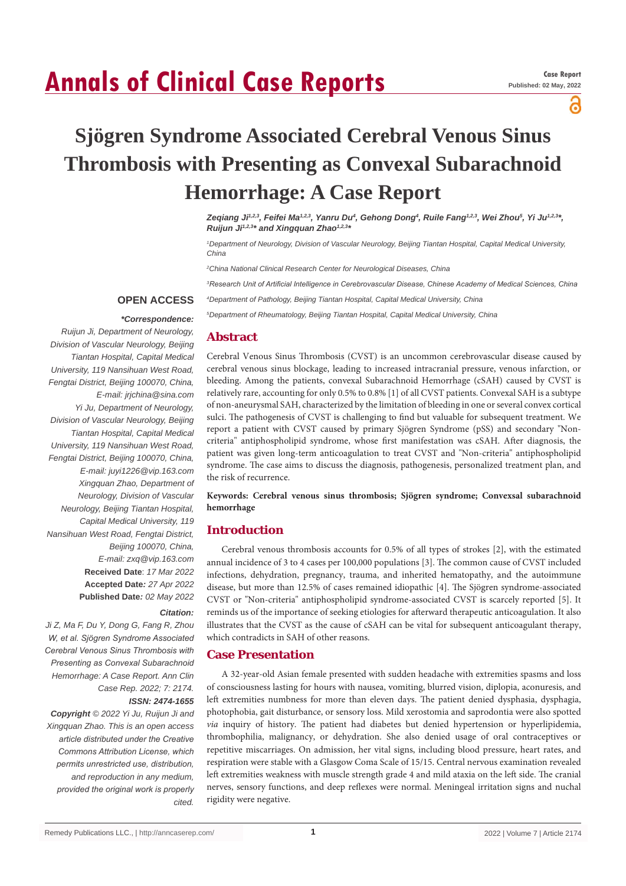# Annals of Clinical Case Reports

**Case Report**
**Published: 02 May, 2022**

# Sjögren Syndrome Associated Cerebral Venous Sinus Thrombosis with Presenting as Convexal Subarachnoid Hemorrhage: A Case Report

***Zeqiang Ji[1,2,3], Feifei Ma[1,2,3], Yanru Du[4], Gehong Dong[4], Ruile Fang[1,2,3], Wei Zhou[5], Yi Ju[1,2,3]\*, Ruijun Ji[1,2,3]\* and Xingquan Zhao[1,2,3]\****

*[1]Department of Neurology, Division of Vascular Neurology, Beijing Tiantan Hospital, Capital Medical University, China*

*[2]China National Clinical Research Center for Neurological Diseases, China*

*[3]Research Unit of Artificial Intelligence in Cerebrovascular Disease, Chinese Academy of Medical Sciences, China*

*[4]Department of Pathology, Beijing Tiantan Hospital, Capital Medical University, China*

*[5]Department of Rheumatology, Beijing Tiantan Hospital, Capital Medical University, China*

**OPEN ACCESS**

***\*Correspondence:***

*Ruijun Ji, Department of Neurology, Division of Vascular Neurology, Beijing Tiantan Hospital, Capital Medical University, 119 Nansihuan West Road, Fengtai District, Beijing 100070, China, E-mail: jrjchina@sina.com*

*Yi Ju, Department of Neurology, Division of Vascular Neurology, Beijing Tiantan Hospital, Capital Medical University, 119 Nansihuan West Road, Fengtai District, Beijing 100070, China, E-mail: juyi1226@vip.163.com*

*Xingquan Zhao, Department of Neurology, Division of Vascular Neurology, Beijing Tiantan Hospital, Capital Medical University, 119 Nansihuan West Road, Fengtai District, Beijing 100070, China, E-mail: zxq@vip.163.com*

**Received Date**: *17 Mar 2022*
**Accepted Date***: 27 Apr 2022*
**Published Date***: 02 May 2022*

***Citation:***

*Ji Z, Ma F, Du Y, Dong G, Fang R, Zhou W, et al. Sjögren Syndrome Associated Cerebral Venous Sinus Thrombosis with Presenting as Convexal Subarachnoid Hemorrhage: A Case Report. Ann Clin Case Rep. 2022; 7: 2174.*

***ISSN: 2474-1655***

***Copyright** © 2022 Yi Ju, Ruijun Ji and Xingquan Zhao. This is an open access article distributed under the Creative Commons Attribution License, which permits unrestricted use, distribution, and reproduction in any medium, provided the original work is properly cited.*

## Abstract

Cerebral Venous Sinus Thrombosis (CVST) is an uncommon cerebrovascular disease caused by cerebral venous sinus blockage, leading to increased intracranial pressure, venous infarction, or bleeding. Among the patients, convexal Subarachnoid Hemorrhage (cSAH) caused by CVST is relatively rare, accounting for only 0.5% to 0.8% [1] of all CVST patients. Convexal SAH is a subtype of non-aneurysmal SAH, characterized by the limitation of bleeding in one or several convex cortical sulci. The pathogenesis of CVST is challenging to find but valuable for subsequent treatment. We report a patient with CVST caused by primary Sjögren Syndrome (pSS) and secondary "Non-criteria" antiphospholipid syndrome, whose first manifestation was cSAH. After diagnosis, the patient was given long-term anticoagulation to treat CVST and "Non-criteria" antiphospholipid syndrome. The case aims to discuss the diagnosis, pathogenesis, personalized treatment plan, and the risk of recurrence.

**Keywords: Cerebral venous sinus thrombosis; Sjögren syndrome; Convexsal subarachnoid hemorrhage**

## Introduction

Cerebral venous thrombosis accounts for 0.5% of all types of strokes [2], with the estimated annual incidence of 3 to 4 cases per 100,000 populations [3]. The common cause of CVST included infections, dehydration, pregnancy, trauma, and inherited hematopathy, and the autoimmune disease, but more than 12.5% of cases remained idiopathic [4]. The Sjögren syndrome-associated CVST or "Non-criteria" antiphospholipid syndrome-associated CVST is scarcely reported [5]. It reminds us of the importance of seeking etiologies for afterward therapeutic anticoagulation. It also illustrates that the CVST as the cause of cSAH can be vital for subsequent anticoagulant therapy, which contradicts in SAH of other reasons.

## Case Presentation

A 32-year-old Asian female presented with sudden headache with extremities spasms and loss of consciousness lasting for hours with nausea, vomiting, blurred vision, diplopia, aconuresis, and left extremities numbness for more than eleven days. The patient denied dysphasia, dysphagia, photophobia, gait disturbance, or sensory loss. Mild xerostomia and saprodontia were also spotted *via* inquiry of history. The patient had diabetes but denied hypertension or hyperlipidemia, thrombophilia, malignancy, or dehydration. She also denied usage of oral contraceptives or repetitive miscarriages. On admission, her vital signs, including blood pressure, heart rates, and respiration were stable with a Glasgow Coma Scale of 15/15. Central nervous examination revealed left extremities weakness with muscle strength grade 4 and mild ataxia on the left side. The cranial nerves, sensory functions, and deep reflexes were normal. Meningeal irritation signs and nuchal rigidity were negative.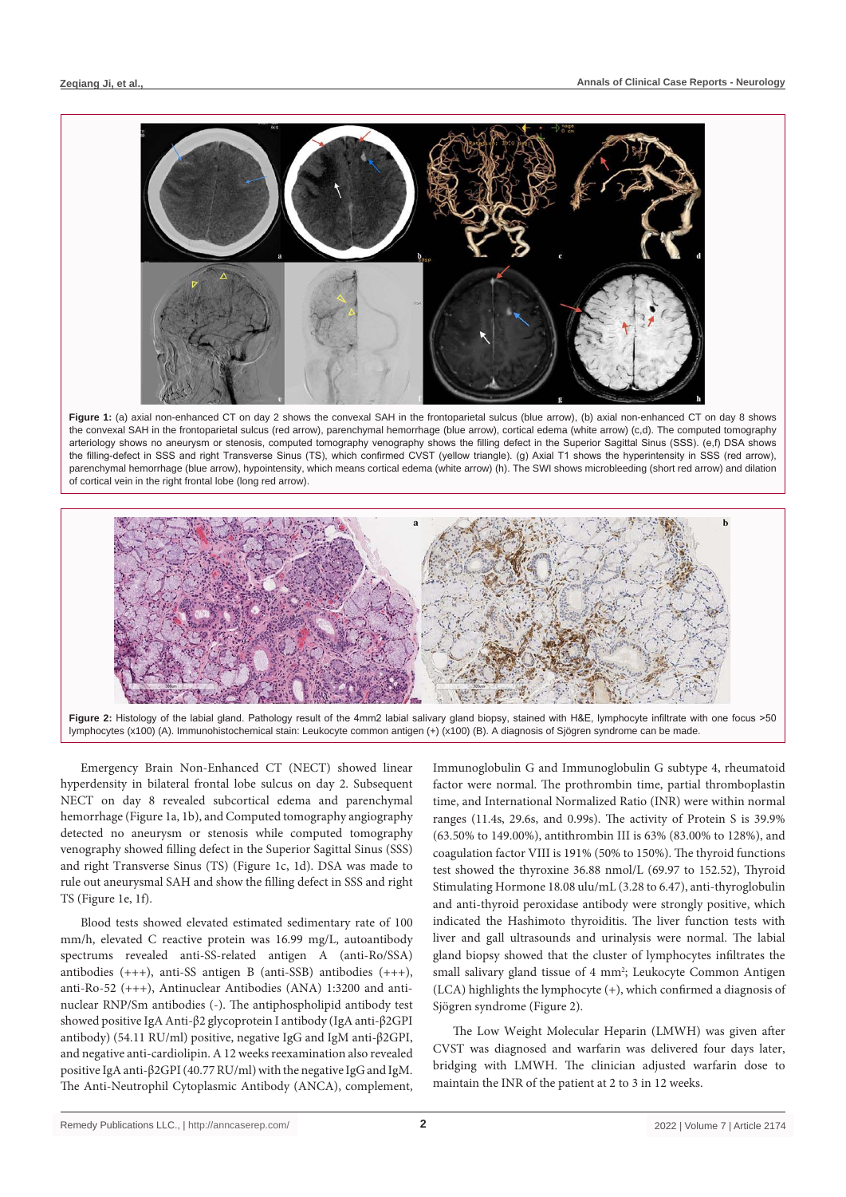**Figure 1:** (a) axial non-enhanced CT on day 2 shows the convexal SAH in the frontoparietal sulcus (blue arrow), (b) axial non-enhanced CT on day 8 shows the convexal SAH in the frontoparietal sulcus (red arrow), parenchymal hemorrhage (blue arrow), cortical edema (white arrow) (c,d). The computed tomography arteriology shows no aneurysm or stenosis, computed tomography venography shows the filling defect in the Superior Sagittal Sinus (SSS). (e,f) DSA shows the filling-defect in SSS and right Transverse Sinus (TS), which confirmed CVST (yellow triangle). (g) Axial T1 shows the hyperintensity in SSS (red arrow), parenchymal hemorrhage (blue arrow), hypointensity, which means cortical edema (white arrow) (h). The SWI shows microbleeding (short red arrow) and dilation of cortical vein in the right frontal lobe (long red arrow).

**Figure 2:** Histology of the labial gland. Pathology result of the 4mm2 labial salivary gland biopsy, stained with H&E, lymphocyte infiltrate with one focus >50 lymphocytes (x100) (A). Immunohistochemical stain: Leukocyte common antigen (+) (x100) (B). A diagnosis of Sjögren syndrome can be made.

Emergency Brain Non-Enhanced CT (NECT) showed linear hyperdensity in bilateral frontal lobe sulcus on day 2. Subsequent NECT on day 8 revealed subcortical edema and parenchymal hemorrhage (Figure 1a, 1b), and Computed tomography angiography detected no aneurysm or stenosis while computed tomography venography showed filling defect in the Superior Sagittal Sinus (SSS) and right Transverse Sinus (TS) (Figure 1c, 1d). DSA was made to rule out aneurysmal SAH and show the filling defect in SSS and right TS (Figure 1e, 1f).

Blood tests showed elevated estimated sedimentary rate of 100 mm/h, elevated C reactive protein was 16.99 mg/L, autoantibody spectrums revealed anti-SS-related antigen A (anti-Ro/SSA) antibodies (+++), anti-SS antigen B (anti-SSB) antibodies (+++), anti-Ro-52 (+++), Antinuclear Antibodies (ANA) 1:3200 and anti-nuclear RNP/Sm antibodies (-). The antiphospholipid antibody test showed positive IgA Anti-β2 glycoprotein I antibody (IgA anti-β2GPI antibody) (54.11 RU/ml) positive, negative IgG and IgM anti-β2GPI, and negative anti-cardiolipin. A 12 weeks reexamination also revealed positive IgA anti-β2GPI (40.77 RU/ml) with the negative IgG and IgM. The Anti-Neutrophil Cytoplasmic Antibody (ANCA), complement, Immunoglobulin G and Immunoglobulin G subtype 4, rheumatoid factor were normal. The prothrombin time, partial thromboplastin time, and International Normalized Ratio (INR) were within normal ranges (11.4s, 29.6s, and 0.99s). The activity of Protein S is 39.9% (63.50% to 149.00%), antithrombin III is 63% (83.00% to 128%), and coagulation factor VIII is 191% (50% to 150%). The thyroid functions test showed the thyroxine 36.88 nmol/L (69.97 to 152.52), Thyroid Stimulating Hormone 18.08 ulu/mL (3.28 to 6.47), anti-thyroglobulin and anti-thyroid peroxidase antibody were strongly positive, which indicated the Hashimoto thyroiditis. The liver function tests with liver and gall ultrasounds and urinalysis were normal. The labial gland biopsy showed that the cluster of lymphocytes infiltrates the small salivary gland tissue of 4 mm$^2$; Leukocyte Common Antigen (LCA) highlights the lymphocyte (+), which confirmed a diagnosis of Sjögren syndrome (Figure 2).

The Low Weight Molecular Heparin (LMWH) was given after CVST was diagnosed and warfarin was delivered four days later, bridging with LMWH. The clinician adjusted warfarin dose to maintain the INR of the patient at 2 to 3 in 12 weeks.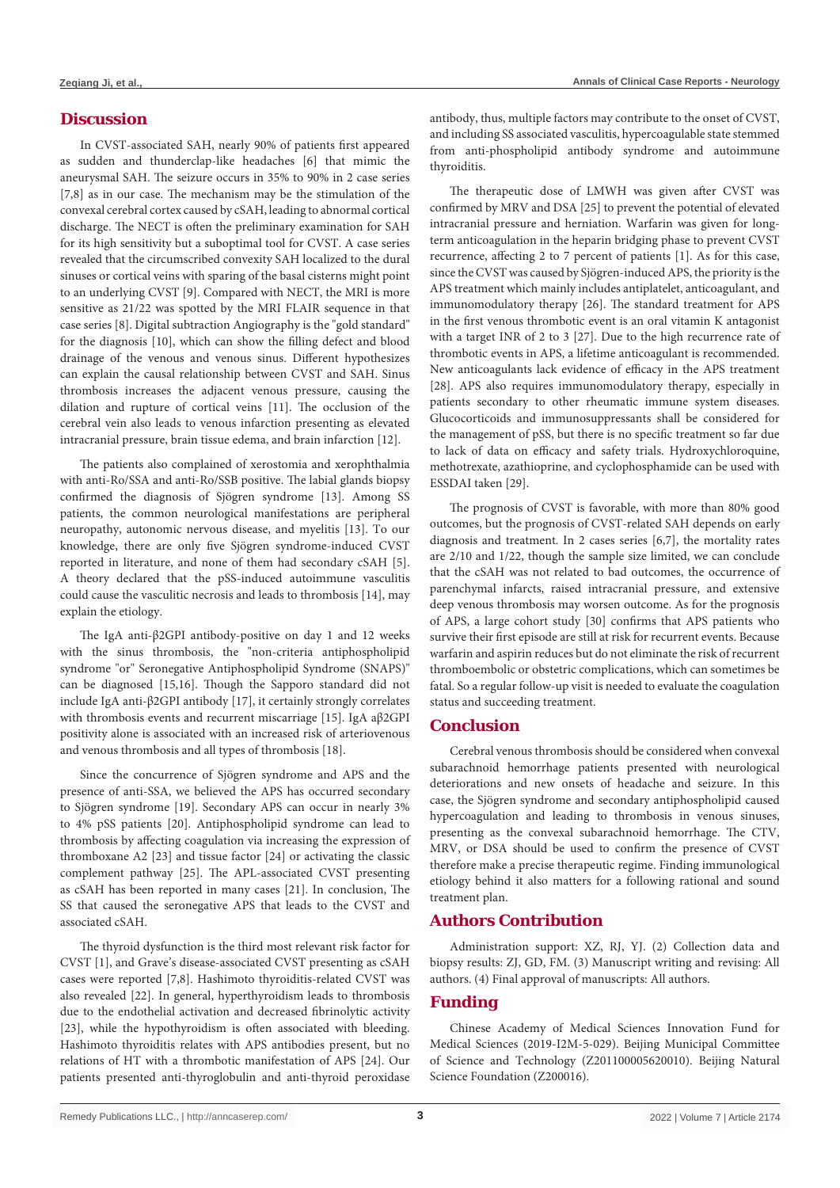## Discussion

In CVST-associated SAH, nearly 90% of patients first appeared as sudden and thunderclap-like headaches [6] that mimic the aneurysmal SAH. The seizure occurs in 35% to 90% in 2 case series [7,8] as in our case. The mechanism may be the stimulation of the convexal cerebral cortex caused by cSAH, leading to abnormal cortical discharge. The NECT is often the preliminary examination for SAH for its high sensitivity but a suboptimal tool for CVST. A case series revealed that the circumscribed convexity SAH localized to the dural sinuses or cortical veins with sparing of the basal cisterns might point to an underlying CVST [9]. Compared with NECT, the MRI is more sensitive as 21/22 was spotted by the MRI FLAIR sequence in that case series [8]. Digital subtraction Angiography is the "gold standard" for the diagnosis [10], which can show the filling defect and blood drainage of the venous and venous sinus. Different hypothesizes can explain the causal relationship between CVST and SAH. Sinus thrombosis increases the adjacent venous pressure, causing the dilation and rupture of cortical veins [11]. The occlusion of the cerebral vein also leads to venous infarction presenting as elevated intracranial pressure, brain tissue edema, and brain infarction [12].

The patients also complained of xerostomia and xerophthalmia with anti-Ro/SSA and anti-Ro/SSB positive. The labial glands biopsy confirmed the diagnosis of Sjögren syndrome [13]. Among SS patients, the common neurological manifestations are peripheral neuropathy, autonomic nervous disease, and myelitis [13]. To our knowledge, there are only five Sjögren syndrome-induced CVST reported in literature, and none of them had secondary cSAH [5]. A theory declared that the pSS-induced autoimmune vasculitis could cause the vasculitic necrosis and leads to thrombosis [14], may explain the etiology.

The IgA anti-β2GPI antibody-positive on day 1 and 12 weeks with the sinus thrombosis, the "non-criteria antiphospholipid syndrome "or" Seronegative Antiphospholipid Syndrome (SNAPS)" can be diagnosed [15,16]. Though the Sapporo standard did not include IgA anti-β2GPI antibody [17], it certainly strongly correlates with thrombosis events and recurrent miscarriage [15]. IgA aβ2GPI positivity alone is associated with an increased risk of arteriovenous and venous thrombosis and all types of thrombosis [18].

Since the concurrence of Sjögren syndrome and APS and the presence of anti-SSA, we believed the APS has occurred secondary to Sjögren syndrome [19]. Secondary APS can occur in nearly 3% to 4% pSS patients [20]. Antiphospholipid syndrome can lead to thrombosis by affecting coagulation via increasing the expression of thromboxane A2 [23] and tissue factor [24] or activating the classic complement pathway [25]. The APL-associated CVST presenting as cSAH has been reported in many cases [21]. In conclusion, The SS that caused the seronegative APS that leads to the CVST and associated cSAH.

The thyroid dysfunction is the third most relevant risk factor for CVST [1], and Grave's disease-associated CVST presenting as cSAH cases were reported [7,8]. Hashimoto thyroiditis-related CVST was also revealed [22]. In general, hyperthyroidism leads to thrombosis due to the endothelial activation and decreased fibrinolytic activity [23], while the hypothyroidism is often associated with bleeding. Hashimoto thyroiditis relates with APS antibodies present, but no relations of HT with a thrombotic manifestation of APS [24]. Our patients presented anti-thyroglobulin and anti-thyroid peroxidase antibody, thus, multiple factors may contribute to the onset of CVST, and including SS associated vasculitis, hypercoagulable state stemmed from anti-phospholipid antibody syndrome and autoimmune thyroiditis.

The therapeutic dose of LMWH was given after CVST was confirmed by MRV and DSA [25] to prevent the potential of elevated intracranial pressure and herniation. Warfarin was given for long-term anticoagulation in the heparin bridging phase to prevent CVST recurrence, affecting 2 to 7 percent of patients [1]. As for this case, since the CVST was caused by Sjögren-induced APS, the priority is the APS treatment which mainly includes antiplatelet, anticoagulant, and immunomodulatory therapy [26]. The standard treatment for APS in the first venous thrombotic event is an oral vitamin K antagonist with a target INR of 2 to 3 [27]. Due to the high recurrence rate of thrombotic events in APS, a lifetime anticoagulant is recommended. New anticoagulants lack evidence of efficacy in the APS treatment [28]. APS also requires immunomodulatory therapy, especially in patients secondary to other rheumatic immune system diseases. Glucocorticoids and immunosuppressants shall be considered for the management of pSS, but there is no specific treatment so far due to lack of data on efficacy and safety trials. Hydroxychloroquine, methotrexate, azathioprine, and cyclophosphamide can be used with ESSDAI taken [29].

The prognosis of CVST is favorable, with more than 80% good outcomes, but the prognosis of CVST-related SAH depends on early diagnosis and treatment. In 2 cases series [6,7], the mortality rates are 2/10 and 1/22, though the sample size limited, we can conclude that the cSAH was not related to bad outcomes, the occurrence of parenchymal infarcts, raised intracranial pressure, and extensive deep venous thrombosis may worsen outcome. As for the prognosis of APS, a large cohort study [30] confirms that APS patients who survive their first episode are still at risk for recurrent events. Because warfarin and aspirin reduces but do not eliminate the risk of recurrent thromboembolic or obstetric complications, which can sometimes be fatal. So a regular follow-up visit is needed to evaluate the coagulation status and succeeding treatment.

## Conclusion

Cerebral venous thrombosis should be considered when convexal subarachnoid hemorrhage patients presented with neurological deteriorations and new onsets of headache and seizure. In this case, the Sjögren syndrome and secondary antiphospholipid caused hypercoagulation and leading to thrombosis in venous sinuses, presenting as the convexal subarachnoid hemorrhage. The CTV, MRV, or DSA should be used to confirm the presence of CVST therefore make a precise therapeutic regime. Finding immunological etiology behind it also matters for a following rational and sound treatment plan.

## Authors Contribution

Administration support: XZ, RJ, YJ. (2) Collection data and biopsy results: ZJ, GD, FM. (3) Manuscript writing and revising: All authors. (4) Final approval of manuscripts: All authors.

## Funding

Chinese Academy of Medical Sciences Innovation Fund for Medical Sciences (2019-I2M-5-029). Beijing Municipal Committee of Science and Technology (Z201100005620010). Beijing Natural Science Foundation (Z200016).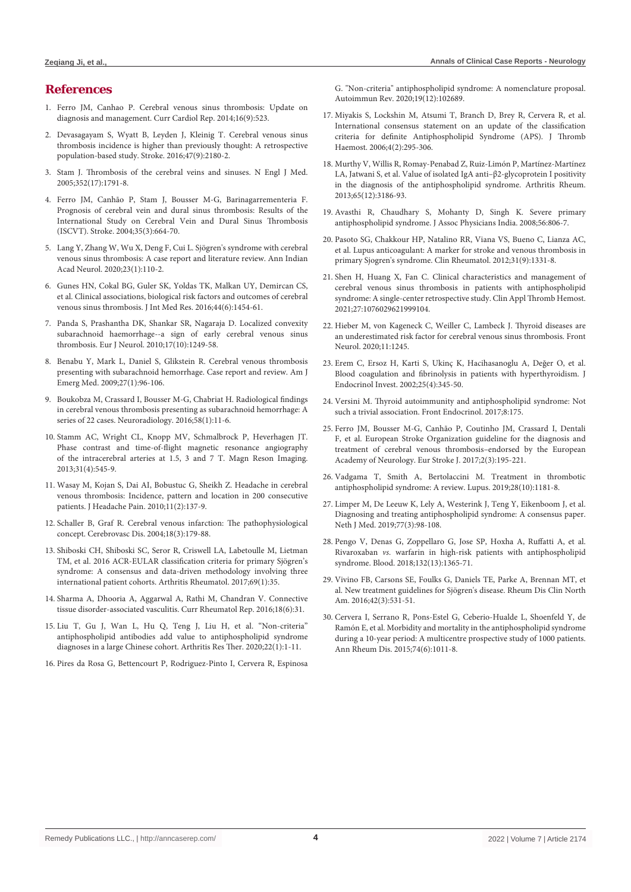## References

1. Ferro JM, Canhao P. Cerebral venous sinus thrombosis: Update on diagnosis and management. Curr Cardiol Rep. 2014;16(9):523.
2. Devasagayam S, Wyatt B, Leyden J, Kleinig T. Cerebral venous sinus thrombosis incidence is higher than previously thought: A retrospective population-based study. Stroke. 2016;47(9):2180-2.
3. Stam J. Thrombosis of the cerebral veins and sinuses. N Engl J Med. 2005;352(17):1791-8.
4. Ferro JM, Canhão P, Stam J, Bousser M-G, Barinagarrementeria F. Prognosis of cerebral vein and dural sinus thrombosis: Results of the International Study on Cerebral Vein and Dural Sinus Thrombosis (ISCVT). Stroke. 2004;35(3):664-70.
5. Lang Y, Zhang W, Wu X, Deng F, Cui L. Sjögren's syndrome with cerebral venous sinus thrombosis: A case report and literature review. Ann Indian Acad Neurol. 2020;23(1):110-2.
6. Gunes HN, Cokal BG, Guler SK, Yoldas TK, Malkan UY, Demircan CS, et al. Clinical associations, biological risk factors and outcomes of cerebral venous sinus thrombosis. J Int Med Res. 2016;44(6):1454-61.
7. Panda S, Prashantha DK, Shankar SR, Nagaraja D. Localized convexity subarachnoid haemorrhage--a sign of early cerebral venous sinus thrombosis. Eur J Neurol. 2010;17(10):1249-58.
8. Benabu Y, Mark L, Daniel S, Glikstein R. Cerebral venous thrombosis presenting with subarachnoid hemorrhage. Case report and review. Am J Emerg Med. 2009;27(1):96-106.
9. Boukobza M, Crassard I, Bousser M-G, Chabriat H. Radiological findings in cerebral venous thrombosis presenting as subarachnoid hemorrhage: A series of 22 cases. Neuroradiology. 2016;58(1):11-6.
10. Stamm AC, Wright CL, Knopp MV, Schmalbrock P, Heverhagen JT. Phase contrast and time-of-flight magnetic resonance angiography of the intracerebral arteries at 1.5, 3 and 7 T. Magn Reson Imaging. 2013;31(4):545-9.
11. Wasay M, Kojan S, Dai AI, Bobustuc G, Sheikh Z. Headache in cerebral venous thrombosis: Incidence, pattern and location in 200 consecutive patients. J Headache Pain. 2010;11(2):137-9.
12. Schaller B, Graf R. Cerebral venous infarction: The pathophysiological concept. Cerebrovasc Dis. 2004;18(3):179-88.
13. Shiboski CH, Shiboski SC, Seror R, Criswell LA, Labetoulle M, Lietman TM, et al. 2016 ACR-EULAR classification criteria for primary Sjögren's syndrome: A consensus and data-driven methodology involving three international patient cohorts. Arthritis Rheumatol. 2017;69(1):35.
14. Sharma A, Dhooria A, Aggarwal A, Rathi M, Chandran V. Connective tissue disorder-associated vasculitis. Curr Rheumatol Rep. 2016;18(6):31.
15. Liu T, Gu J, Wan L, Hu Q, Teng J, Liu H, et al. "Non-criteria" antiphospholipid antibodies add value to antiphospholipid syndrome diagnoses in a large Chinese cohort. Arthritis Res Ther. 2020;22(1):1-11.
16. Pires da Rosa G, Bettencourt P, Rodriguez-Pinto I, Cervera R, Espinosa G. "Non-criteria" antiphospholipid syndrome: A nomenclature proposal. Autoimmun Rev. 2020;19(12):102689.
17. Miyakis S, Lockshin M, Atsumi T, Branch D, Brey R, Cervera R, et al. International consensus statement on an update of the classification criteria for definite Antiphospholipid Syndrome (APS). J Thromb Haemost. 2006;4(2):295-306.
18. Murthy V, Willis R, Romay-Penabad Z, Ruiz-Limón P, Martínez-Martínez LA, Jatwani S, et al. Value of isolated IgA anti–β2-glycoprotein I positivity in the diagnosis of the antiphospholipid syndrome. Arthritis Rheum. 2013;65(12):3186-93.
19. Avasthi R, Chaudhary S, Mohanty D, Singh K. Severe primary antiphospholipid syndrome. J Assoc Physicians India. 2008;56:806-7.
20. Pasoto SG, Chakkour HP, Natalino RR, Viana VS, Bueno C, Lianza AC, et al. Lupus anticoagulant: A marker for stroke and venous thrombosis in primary Sjogren's syndrome. Clin Rheumatol. 2012;31(9):1331-8.
21. Shen H, Huang X, Fan C. Clinical characteristics and management of cerebral venous sinus thrombosis in patients with antiphospholipid syndrome: A single-center retrospective study. Clin Appl Thromb Hemost. 2021;27:1076029621999104.
22. Hieber M, von Kageneck C, Weiller C, Lambeck J. Thyroid diseases are an underestimated risk factor for cerebral venous sinus thrombosis. Front Neurol. 2020;11:1245.
23. Erem C, Ersoz H, Karti S, Ukinç K, Hacihasanoglu A, Değer O, et al. Blood coagulation and fibrinolysis in patients with hyperthyroidism. J Endocrinol Invest. 2002;25(4):345-50.
24. Versini M. Thyroid autoimmunity and antiphospholipid syndrome: Not such a trivial association. Front Endocrinol. 2017;8:175.
25. Ferro JM, Bousser M-G, Canhão P, Coutinho JM, Crassard I, Dentali F, et al. European Stroke Organization guideline for the diagnosis and treatment of cerebral venous thrombosis–endorsed by the European Academy of Neurology. Eur Stroke J. 2017;2(3):195-221.
26. Vadgama T, Smith A, Bertolaccini M. Treatment in thrombotic antiphospholipid syndrome: A review. Lupus. 2019;28(10):1181-8.
27. Limper M, De Leeuw K, Lely A, Westerink J, Teng Y, Eikenboom J, et al. Diagnosing and treating antiphospholipid syndrome: A consensus paper. Neth J Med. 2019;77(3):98-108.
28. Pengo V, Denas G, Zoppellaro G, Jose SP, Hoxha A, Ruffatti A, et al. Rivaroxaban *vs.* warfarin in high-risk patients with antiphospholipid syndrome. Blood. 2018;132(13):1365-71.
29. Vivino FB, Carsons SE, Foulks G, Daniels TE, Parke A, Brennan MT, et al. New treatment guidelines for Sjögren's disease. Rheum Dis Clin North Am. 2016;42(3):531-51.
30. Cervera I, Serrano R, Pons-Estel G, Ceberio-Hualde L, Shoenfeld Y, de Ramón E, et al. Morbidity and mortality in the antiphospholipid syndrome during a 10-year period: A multicentre prospective study of 1000 patients. Ann Rheum Dis. 2015;74(6):1011-8.